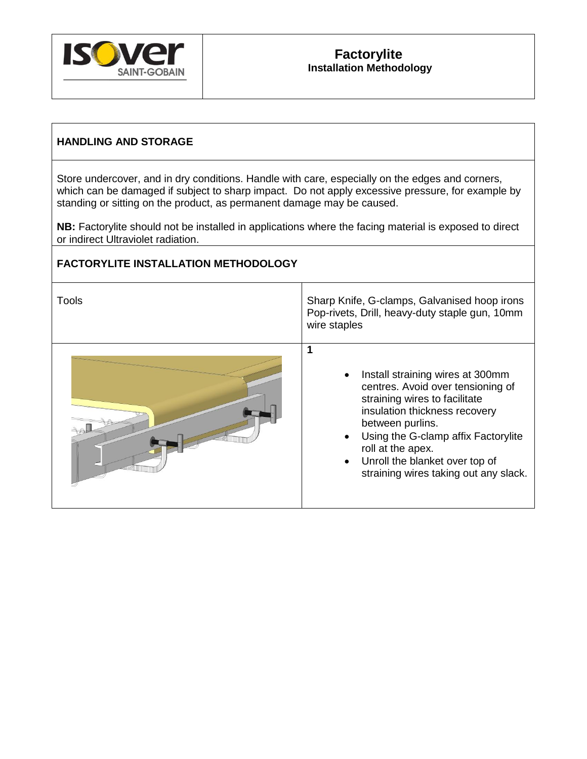# Factorylite

**Installation Methodology**

## HANDLING AND STORAGE

Store undercover, and in dry conditions. Handle with care, especially on the edges and corners, which can be damaged if subject to sharp impact. Do not apply excessive pressure, for example by standing or sitting on the product, as permanent damage may be caused.

**NB:** Factorylite should not be installed in applications where the facing material is exposed to direct or indirect Ultraviolet radiation.

## FACTORYLITE INSTALLATION METHODOLOGY

| Tools | Sharp Knife, G-clamps, Galvanised hoop irons Pop-rivets, Drill, heavy-duty staple gun, 10mm wire staples |
|---|---|
| | **1**<br>• Install straining wires at 300mm centres. Avoid over tensioning of straining wires to facilitate insulation thickness recovery between purlins.<br>• Using the G-clamp affix Factorylite roll at the apex.<br>• Unroll the blanket over top of straining wires taking out any slack. |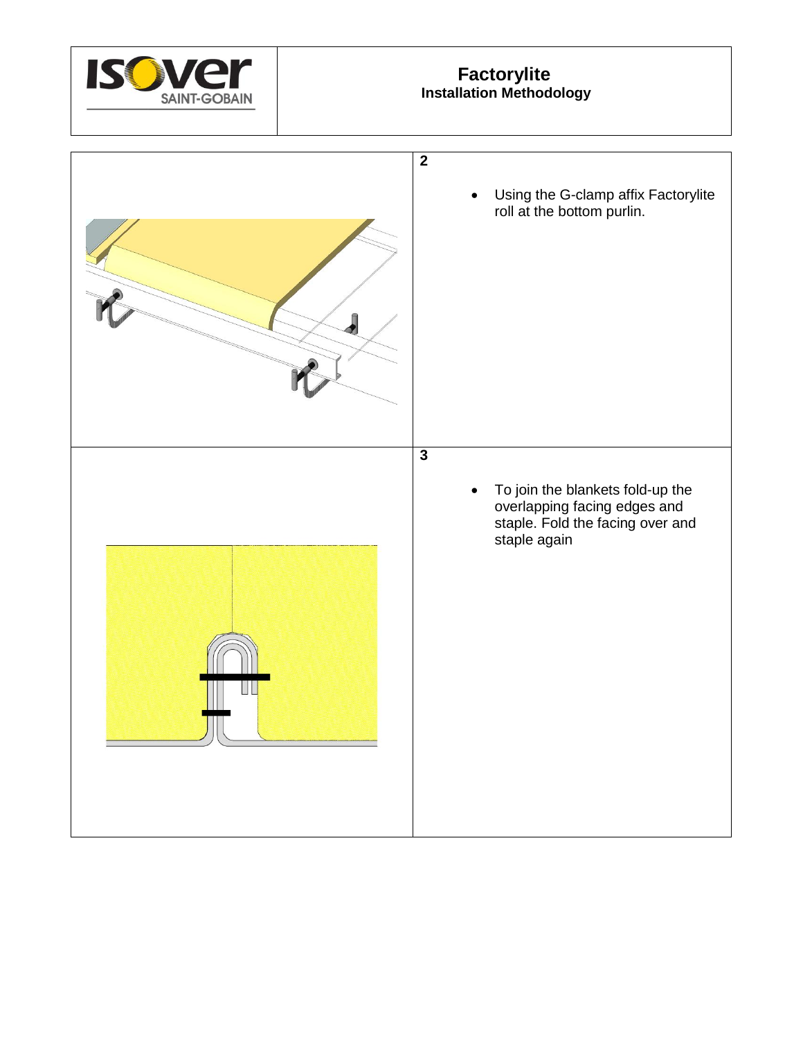# Factorylite
**Installation Methodology**

| | |
|---|---|
| | **2**<br>• Using the G-clamp affix Factorylite roll at the bottom purlin. |
| | **3**<br>• To join the blankets fold-up the overlapping facing edges and staple. Fold the facing over and staple again |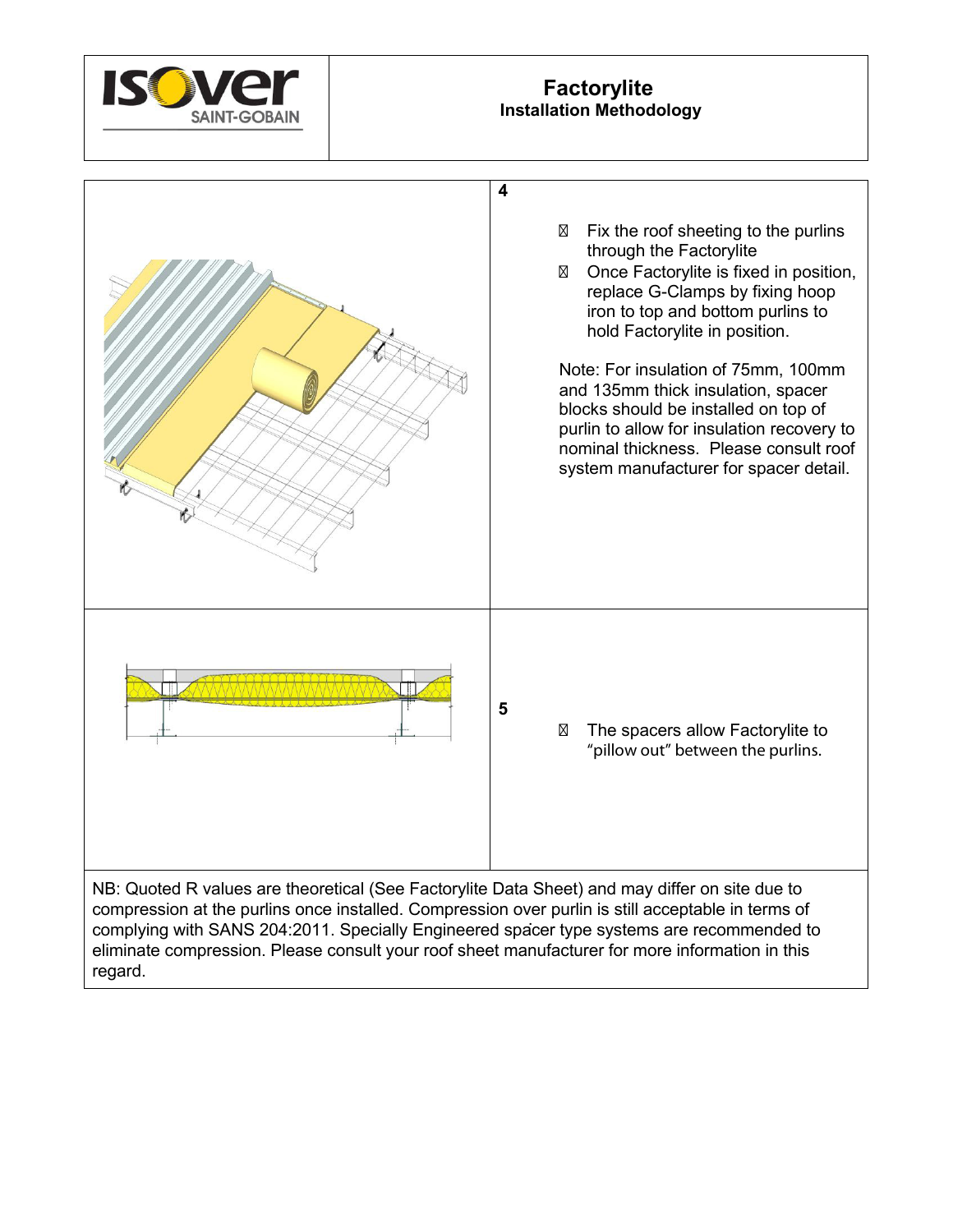# Factorylite

**Installation Methodology**

**4**

- Fix the roof sheeting to the purlins through the Factorylite
- Once Factorylite is fixed in position, replace G-Clamps by fixing hoop iron to top and bottom purlins to hold Factorylite in position.

Note: For insulation of 75mm, 100mm and 135mm thick insulation, spacer blocks should be installed on top of purlin to allow for insulation recovery to nominal thickness. Please consult roof system manufacturer for spacer detail.

**5**

- The spacers allow Factorylite to "pillow out" between the purlins.

NB: Quoted R values are theoretical (See Factorylite Data Sheet) and may differ on site due to compression at the purlins once installed. Compression over purlin is still acceptable in terms of complying with SANS 204:2011. Specially Engineered spacer type systems are recommended to eliminate compression. Please consult your roof sheet manufacturer for more information in this regard.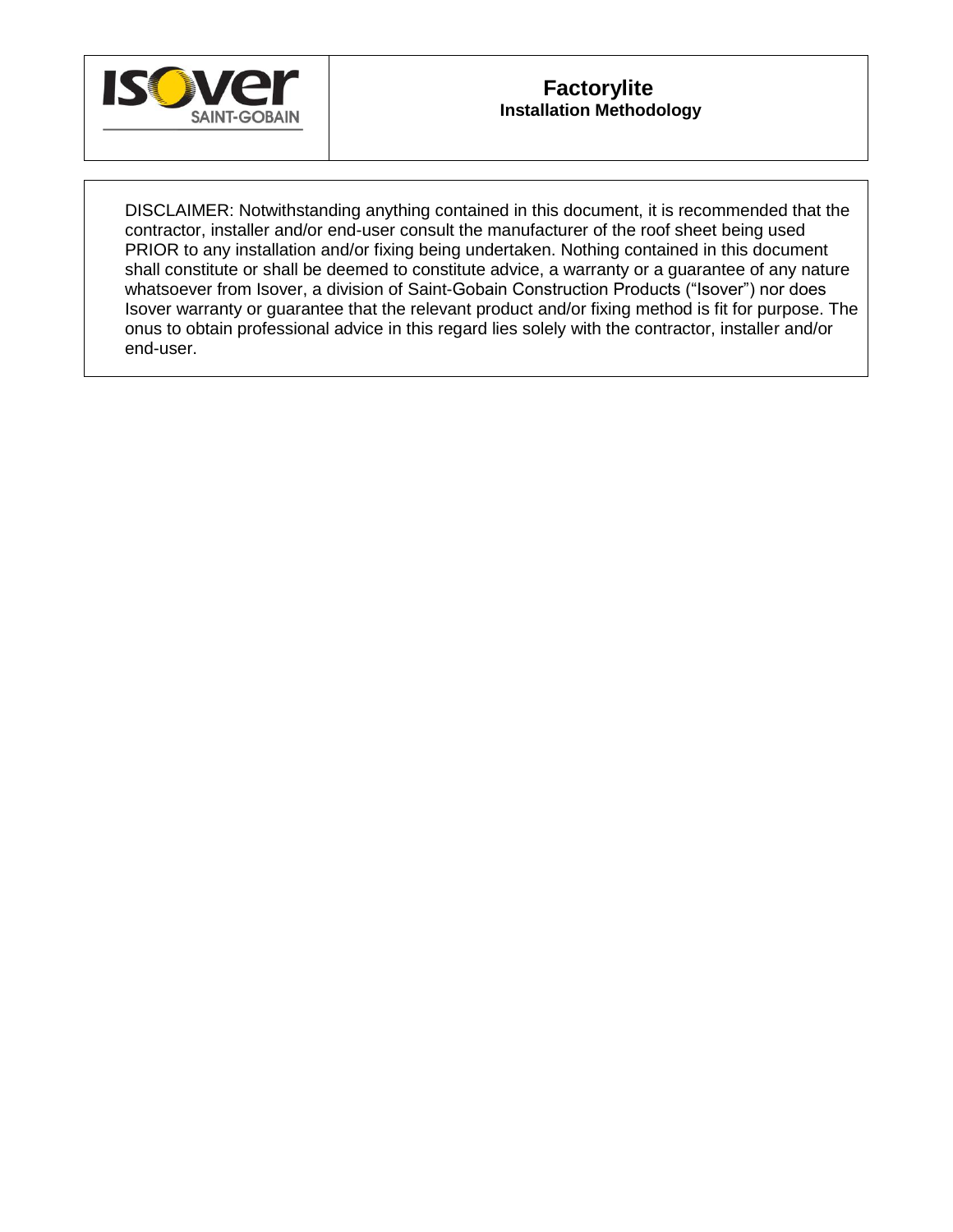DISCLAIMER: Notwithstanding anything contained in this document, it is recommended that the contractor, installer and/or end-user consult the manufacturer of the roof sheet being used PRIOR to any installation and/or fixing being undertaken. Nothing contained in this document shall constitute or shall be deemed to constitute advice, a warranty or a guarantee of any nature whatsoever from Isover, a division of Saint-Gobain Construction Products ("Isover") nor does Isover warranty or guarantee that the relevant product and/or fixing method is fit for purpose. The onus to obtain professional advice in this regard lies solely with the contractor, installer and/or end-user.